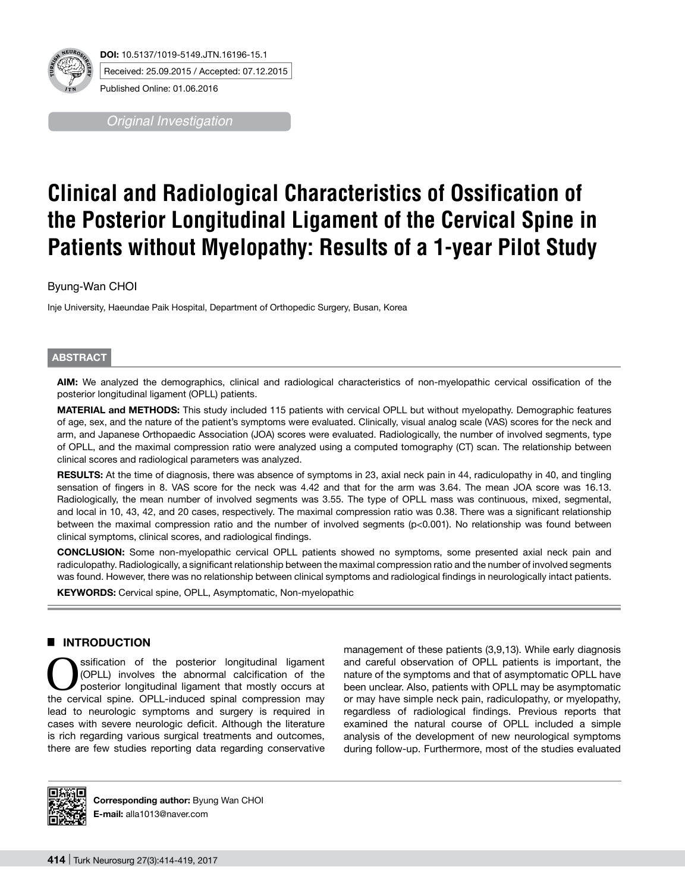**DOI:** 10.5137/1019-5149.JTN.16196-15.1

Received: 25.09.2015 / Accepted: 07.12.2015

Published Online: 01.06.2016

*Original Investigation*

# Clinical and Radiological Characteristics of Ossification of the Posterior Longitudinal Ligament of the Cervical Spine in Patients without Myelopathy: Results of a 1-year Pilot Study

Byung-Wan CHOI

Inje University, Haeundae Paik Hospital, Department of Orthopedic Surgery, Busan, Korea

## ABSTRACT

**AIM:** We analyzed the demographics, clinical and radiological characteristics of non-myelopathic cervical ossification of the posterior longitudinal ligament (OPLL) patients.

**MATERIAL and METHODS:** This study included 115 patients with cervical OPLL but without myelopathy. Demographic features of age, sex, and the nature of the patient's symptoms were evaluated. Clinically, visual analog scale (VAS) scores for the neck and arm, and Japanese Orthopaedic Association (JOA) scores were evaluated. Radiologically, the number of involved segments, type of OPLL, and the maximal compression ratio were analyzed using a computed tomography (CT) scan. The relationship between clinical scores and radiological parameters was analyzed.

**RESULTS:** At the time of diagnosis, there was absence of symptoms in 23, axial neck pain in 44, radiculopathy in 40, and tingling sensation of fingers in 8. VAS score for the neck was 4.42 and that for the arm was 3.64. The mean JOA score was 16.13. Radiologically, the mean number of involved segments was 3.55. The type of OPLL mass was continuous, mixed, segmental, and local in 10, 43, 42, and 20 cases, respectively. The maximal compression ratio was 0.38. There was a significant relationship between the maximal compression ratio and the number of involved segments ($p<0.001$). No relationship was found between clinical symptoms, clinical scores, and radiological findings.

**CONCLUSION:** Some non-myelopathic cervical OPLL patients showed no symptoms, some presented axial neck pain and radiculopathy. Radiologically, a significant relationship between the maximal compression ratio and the number of involved segments was found. However, there was no relationship between clinical symptoms and radiological findings in neurologically intact patients.

**KEYWORDS:** Cervical spine, OPLL, Asymptomatic, Non-myelopathic

## INTRODUCTION

Ossification of the posterior longitudinal ligament (OPLL) involves the abnormal calcification of the posterior longitudinal ligament that mostly occurs at the cervical spine. OPLL-induced spinal compression may lead to neurologic symptoms and surgery is required in cases with severe neurologic deficit. Although the literature is rich regarding various surgical treatments and outcomes, there are few studies reporting data regarding conservative management of these patients (3,9,13). While early diagnosis and careful observation of OPLL patients is important, the nature of the symptoms and that of asymptomatic OPLL have been unclear. Also, patients with OPLL may be asymptomatic or may have simple neck pain, radiculopathy, or myelopathy, regardless of radiological findings. Previous reports that examined the natural course of OPLL included a simple analysis of the development of new neurological symptoms during follow-up. Furthermore, most of the studies evaluated

**Corresponding author:** Byung Wan CHOI
**E-mail:** alla1013@naver.com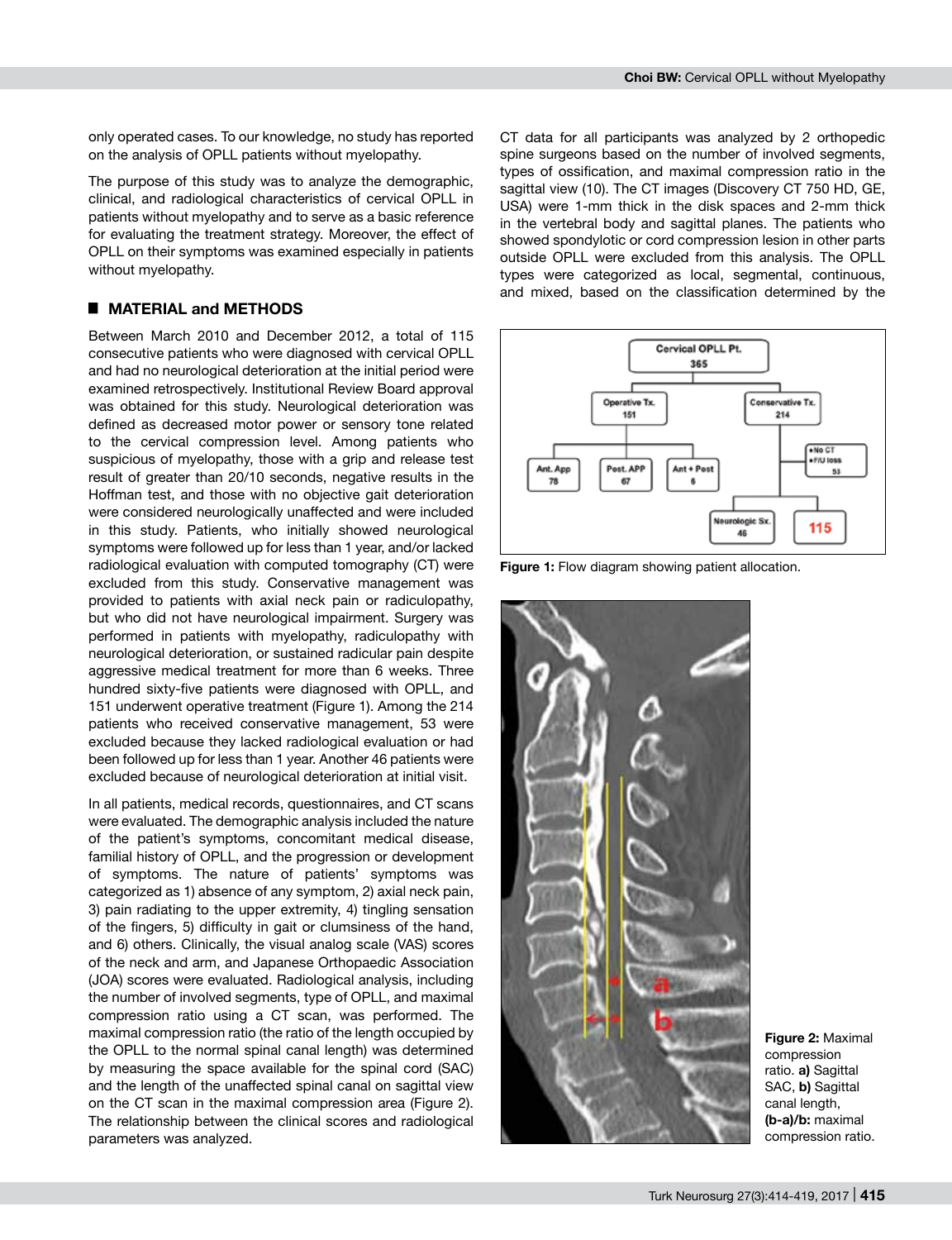only operated cases. To our knowledge, no study has reported on the analysis of OPLL patients without myelopathy.

The purpose of this study was to analyze the demographic, clinical, and radiological characteristics of cervical OPLL in patients without myelopathy and to serve as a basic reference for evaluating the treatment strategy. Moreover, the effect of OPLL on their symptoms was examined especially in patients without myelopathy.

## MATERIAL and METHODS

Between March 2010 and December 2012, a total of 115 consecutive patients who were diagnosed with cervical OPLL and had no neurological deterioration at the initial period were examined retrospectively. Institutional Review Board approval was obtained for this study. Neurological deterioration was defined as decreased motor power or sensory tone related to the cervical compression level. Among patients who suspicious of myelopathy, those with a grip and release test result of greater than 20/10 seconds, negative results in the Hoffman test, and those with no objective gait deterioration were considered neurologically unaffected and were included in this study. Patients, who initially showed neurological symptoms were followed up for less than 1 year, and/or lacked radiological evaluation with computed tomography (CT) were excluded from this study. Conservative management was provided to patients with axial neck pain or radiculopathy, but who did not have neurological impairment. Surgery was performed in patients with myelopathy, radiculopathy with neurological deterioration, or sustained radicular pain despite aggressive medical treatment for more than 6 weeks. Three hundred sixty-five patients were diagnosed with OPLL, and 151 underwent operative treatment (Figure 1). Among the 214 patients who received conservative management, 53 were excluded because they lacked radiological evaluation or had been followed up for less than 1 year. Another 46 patients were excluded because of neurological deterioration at initial visit.

In all patients, medical records, questionnaires, and CT scans were evaluated. The demographic analysis included the nature of the patient's symptoms, concomitant medical disease, familial history of OPLL, and the progression or development of symptoms. The nature of patients' symptoms was categorized as 1) absence of any symptom, 2) axial neck pain, 3) pain radiating to the upper extremity, 4) tingling sensation of the fingers, 5) difficulty in gait or clumsiness of the hand, and 6) others. Clinically, the visual analog scale (VAS) scores of the neck and arm, and Japanese Orthopaedic Association (JOA) scores were evaluated. Radiological analysis, including the number of involved segments, type of OPLL, and maximal compression ratio using a CT scan, was performed. The maximal compression ratio (the ratio of the length occupied by the OPLL to the normal spinal canal length) was determined by measuring the space available for the spinal cord (SAC) and the length of the unaffected spinal canal on sagittal view on the CT scan in the maximal compression area (Figure 2). The relationship between the clinical scores and radiological parameters was analyzed.

CT data for all participants was analyzed by 2 orthopedic spine surgeons based on the number of involved segments, types of ossification, and maximal compression ratio in the sagittal view (10). The CT images (Discovery CT 750 HD, GE, USA) were 1-mm thick in the disk spaces and 2-mm thick in the vertebral body and sagittal planes. The patients who showed spondylotic or cord compression lesion in other parts outside OPLL were excluded from this analysis. The OPLL types were categorized as local, segmental, continuous, and mixed, based on the classification determined by the

**Figure 1:** Flow diagram showing patient allocation.

**Figure 2:** Maximal compression ratio. **a)** Sagittal SAC, **b)** Sagittal canal length, **(b-a)/b:** maximal compression ratio.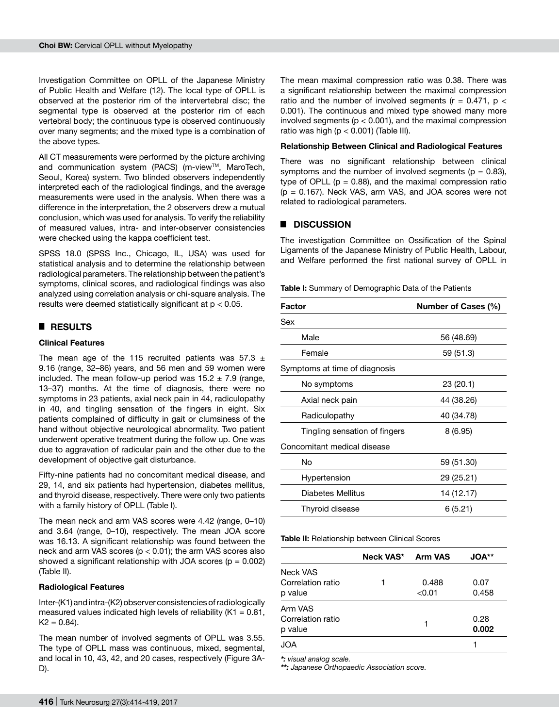Investigation Committee on OPLL of the Japanese Ministry of Public Health and Welfare (12). The local type of OPLL is observed at the posterior rim of the intervertebral disc; the segmental type is observed at the posterior rim of each vertebral body; the continuous type is observed continuously over many segments; and the mixed type is a combination of the above types.

All CT measurements were performed by the picture archiving and communication system (PACS) (m-view™, MaroTech, Seoul, Korea) system. Two blinded observers independently interpreted each of the radiological findings, and the average measurements were used in the analysis. When there was a difference in the interpretation, the 2 observers drew a mutual conclusion, which was used for analysis. To verify the reliability of measured values, intra- and inter-observer consistencies were checked using the kappa coefficient test.

SPSS 18.0 (SPSS Inc., Chicago, IL, USA) was used for statistical analysis and to determine the relationship between radiological parameters. The relationship between the patient's symptoms, clinical scores, and radiological findings was also analyzed using correlation analysis or chi-square analysis. The results were deemed statistically significant at $p < 0.05$.

## RESULTS

### Clinical Features

The mean age of the 115 recruited patients was 57.3 ± 9.16 (range, 32–86) years, and 56 men and 59 women were included. The mean follow-up period was 15.2 ± 7.9 (range, 13–37) months. At the time of diagnosis, there were no symptoms in 23 patients, axial neck pain in 44, radiculopathy in 40, and tingling sensation of the fingers in eight. Six patients complained of difficulty in gait or clumsiness of the hand without objective neurological abnormality. Two patient underwent operative treatment during the follow up. One was due to aggravation of radicular pain and the other due to the development of objective gait disturbance.

Fifty-nine patients had no concomitant medical disease, and 29, 14, and six patients had hypertension, diabetes mellitus, and thyroid disease, respectively. There were only two patients with a family history of OPLL (Table I).

The mean neck and arm VAS scores were 4.42 (range, 0–10) and 3.64 (range, 0–10), respectively. The mean JOA score was 16.13. A significant relationship was found between the neck and arm VAS scores ($p < 0.01$); the arm VAS scores also showed a significant relationship with JOA scores ($p = 0.002$) (Table II).

### Radiological Features

Inter-(K1) and intra-(K2) observer consistencies of radiologically measured values indicated high levels of reliability (K1 = 0.81, K2 = 0.84).

The mean number of involved segments of OPLL was 3.55. The type of OPLL mass was continuous, mixed, segmental, and local in 10, 43, 42, and 20 cases, respectively (Figure 3A-D).

The mean maximal compression ratio was 0.38. There was a significant relationship between the maximal compression ratio and the number of involved segments ($r = 0.471$, $p < 0.001$). The continuous and mixed type showed many more involved segments ($p < 0.001$), and the maximal compression ratio was high ($p < 0.001$) (Table III).

### Relationship Between Clinical and Radiological Features

There was no significant relationship between clinical symptoms and the number of involved segments ($p = 0.83$), type of OPLL ($p = 0.88$), and the maximal compression ratio ($p = 0.167$). Neck VAS, arm VAS, and JOA scores were not related to radiological parameters.

## DISCUSSION

The investigation Committee on Ossification of the Spinal Ligaments of the Japanese Ministry of Public Health, Labour, and Welfare performed the first national survey of OPLL in

**Table I:** Summary of Demographic Data of the Patients

| Factor | Number of Cases (%) |
|---|---|
| Sex | |
| Male | 56 (48.69) |
| Female | 59 (51.3) |
| Symptoms at time of diagnosis | |
| No symptoms | 23 (20.1) |
| Axial neck pain | 44 (38.26) |
| Radiculopathy | 40 (34.78) |
| Tingling sensation of fingers | 8 (6.95) |
| Concomitant medical disease | |
| No | 59 (51.30) |
| Hypertension | 29 (25.21) |
| Diabetes Mellitus | 14 (12.17) |
| Thyroid disease | 6 (5.21) |

**Table II:** Relationship between Clinical Scores

| | Neck VAS* | Arm VAS | JOA** |
|---|---|---|---|
| Neck VAS<br>Correlation ratio<br>p value | 1 | 0.488<br><0.01 | 0.07<br>0.458 |
| Arm VAS<br>Correlation ratio<br>p value | | 1 | 0.28<br>**0.002** |
| JOA | | | 1 |

***:** *visual analog scale.*
****:** *Japanese Orthopaedic Association score.*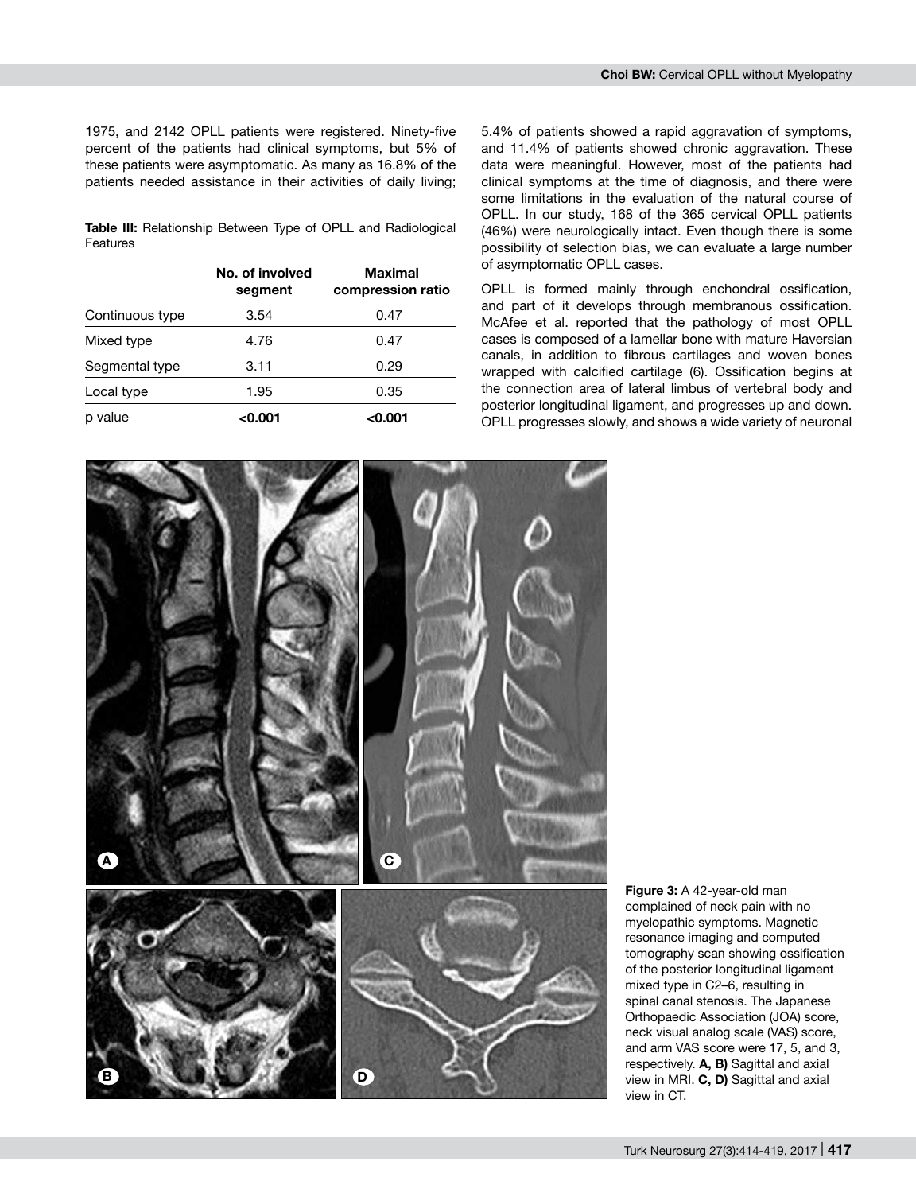1975, and 2142 OPLL patients were registered. Ninety-five percent of the patients had clinical symptoms, but 5% of these patients were asymptomatic. As many as 16.8% of the patients needed assistance in their activities of daily living; 5.4% of patients showed a rapid aggravation of symptoms, and 11.4% of patients showed chronic aggravation. These data were meaningful. However, most of the patients had clinical symptoms at the time of diagnosis, and there were some limitations in the evaluation of the natural course of OPLL. In our study, 168 of the 365 cervical OPLL patients (46%) were neurologically intact. Even though there is some possibility of selection bias, we can evaluate a large number of asymptomatic OPLL cases.

**Table III:** Relationship Between Type of OPLL and Radiological Features

| | No. of involved segment | Maximal compression ratio |
|---|---|---|
| Continuous type | 3.54 | 0.47 |
| Mixed type | 4.76 | 0.47 |
| Segmental type | 3.11 | 0.29 |
| Local type | 1.95 | 0.35 |
| p value | **<0.001** | **<0.001** |

OPLL is formed mainly through enchondral ossification, and part of it develops through membranous ossification. McAfee et al. reported that the pathology of most OPLL cases is composed of a lamellar bone with mature Haversian canals, in addition to fibrous cartilages and woven bones wrapped with calcified cartilage (6). Ossification begins at the connection area of lateral limbus of vertebral body and posterior longitudinal ligament, and progresses up and down. OPLL progresses slowly, and shows a wide variety of neuronal

**Figure 3:** A 42-year-old man complained of neck pain with no myelopathic symptoms. Magnetic resonance imaging and computed tomography scan showing ossification of the posterior longitudinal ligament mixed type in C2–6, resulting in spinal canal stenosis. The Japanese Orthopaedic Association (JOA) score, neck visual analog scale (VAS) score, and arm VAS score were 17, 5, and 3, respectively. **A, B)** Sagittal and axial view in MRI. **C, D)** Sagittal and axial view in CT.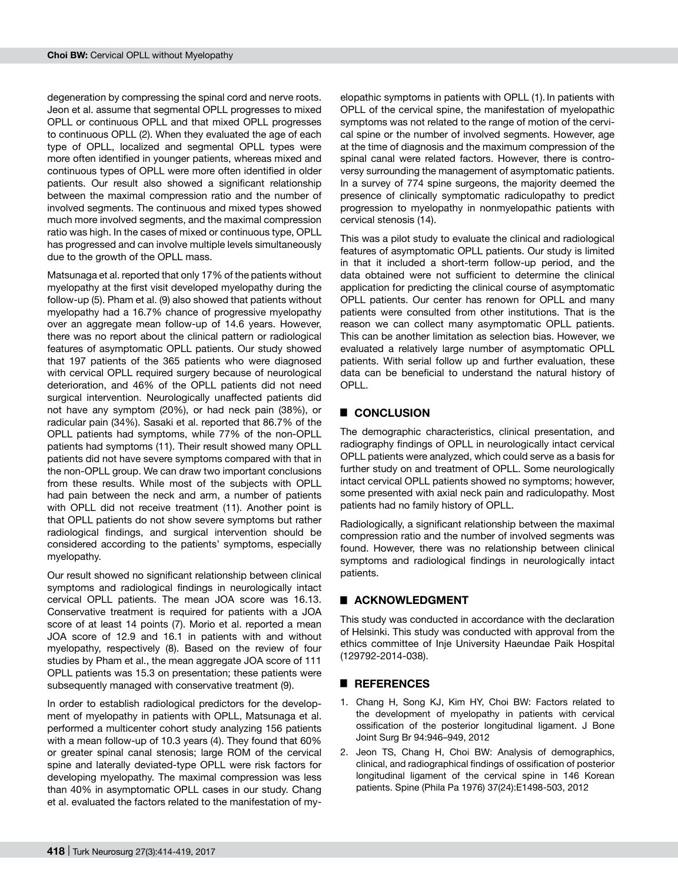degeneration by compressing the spinal cord and nerve roots. Jeon et al. assume that segmental OPLL progresses to mixed OPLL or continuous OPLL and that mixed OPLL progresses to continuous OPLL (2). When they evaluated the age of each type of OPLL, localized and segmental OPLL types were more often identified in younger patients, whereas mixed and continuous types of OPLL were more often identified in older patients. Our result also showed a significant relationship between the maximal compression ratio and the number of involved segments. The continuous and mixed types showed much more involved segments, and the maximal compression ratio was high. In the cases of mixed or continuous type, OPLL has progressed and can involve multiple levels simultaneously due to the growth of the OPLL mass.

Matsunaga et al. reported that only 17% of the patients without myelopathy at the first visit developed myelopathy during the follow-up (5). Pham et al. (9) also showed that patients without myelopathy had a 16.7% chance of progressive myelopathy over an aggregate mean follow-up of 14.6 years. However, there was no report about the clinical pattern or radiological features of asymptomatic OPLL patients. Our study showed that 197 patients of the 365 patients who were diagnosed with cervical OPLL required surgery because of neurological deterioration, and 46% of the OPLL patients did not need surgical intervention. Neurologically unaffected patients did not have any symptom (20%), or had neck pain (38%), or radicular pain (34%). Sasaki et al. reported that 86.7% of the OPLL patients had symptoms, while 77% of the non-OPLL patients had symptoms (11). Their result showed many OPLL patients did not have severe symptoms compared with that in the non-OPLL group. We can draw two important conclusions from these results. While most of the subjects with OPLL had pain between the neck and arm, a number of patients with OPLL did not receive treatment (11). Another point is that OPLL patients do not show severe symptoms but rather radiological findings, and surgical intervention should be considered according to the patients' symptoms, especially myelopathy.

Our result showed no significant relationship between clinical symptoms and radiological findings in neurologically intact cervical OPLL patients. The mean JOA score was 16.13. Conservative treatment is required for patients with a JOA score of at least 14 points (7). Morio et al. reported a mean JOA score of 12.9 and 16.1 in patients with and without myelopathy, respectively (8). Based on the review of four studies by Pham et al., the mean aggregate JOA score of 111 OPLL patients was 15.3 on presentation; these patients were subsequently managed with conservative treatment (9).

In order to establish radiological predictors for the development of myelopathy in patients with OPLL, Matsunaga et al. performed a multicenter cohort study analyzing 156 patients with a mean follow-up of 10.3 years (4). They found that 60% or greater spinal canal stenosis; large ROM of the cervical spine and laterally deviated-type OPLL were risk factors for developing myelopathy. The maximal compression was less than 40% in asymptomatic OPLL cases in our study. Chang et al. evaluated the factors related to the manifestation of myelopathic symptoms in patients with OPLL (1). In patients with OPLL of the cervical spine, the manifestation of myelopathic symptoms was not related to the range of motion of the cervical spine or the number of involved segments. However, age at the time of diagnosis and the maximum compression of the spinal canal were related factors. However, there is controversy surrounding the management of asymptomatic patients. In a survey of 774 spine surgeons, the majority deemed the presence of clinically symptomatic radiculopathy to predict progression to myelopathy in nonmyelopathic patients with cervical stenosis (14).

This was a pilot study to evaluate the clinical and radiological features of asymptomatic OPLL patients. Our study is limited in that it included a short-term follow-up period, and the data obtained were not sufficient to determine the clinical application for predicting the clinical course of asymptomatic OPLL patients. Our center has renown for OPLL and many patients were consulted from other institutions. That is the reason we can collect many asymptomatic OPLL patients. This can be another limitation as selection bias. However, we evaluated a relatively large number of asymptomatic OPLL patients. With serial follow up and further evaluation, these data can be beneficial to understand the natural history of OPLL.

## CONCLUSION

The demographic characteristics, clinical presentation, and radiography findings of OPLL in neurologically intact cervical OPLL patients were analyzed, which could serve as a basis for further study on and treatment of OPLL. Some neurologically intact cervical OPLL patients showed no symptoms; however, some presented with axial neck pain and radiculopathy. Most patients had no family history of OPLL.

Radiologically, a significant relationship between the maximal compression ratio and the number of involved segments was found. However, there was no relationship between clinical symptoms and radiological findings in neurologically intact patients.

## ACKNOWLEDGMENT

This study was conducted in accordance with the declaration of Helsinki. This study was conducted with approval from the ethics committee of Inje University Haeundae Paik Hospital (129792-2014-038).

## REFERENCES

1. Chang H, Song KJ, Kim HY, Choi BW: Factors related to the development of myelopathy in patients with cervical ossification of the posterior longitudinal ligament. J Bone Joint Surg Br 94:946–949, 2012
2. Jeon TS, Chang H, Choi BW: Analysis of demographics, clinical, and radiographical findings of ossification of posterior longitudinal ligament of the cervical spine in 146 Korean patients. Spine (Phila Pa 1976) 37(24):E1498-503, 2012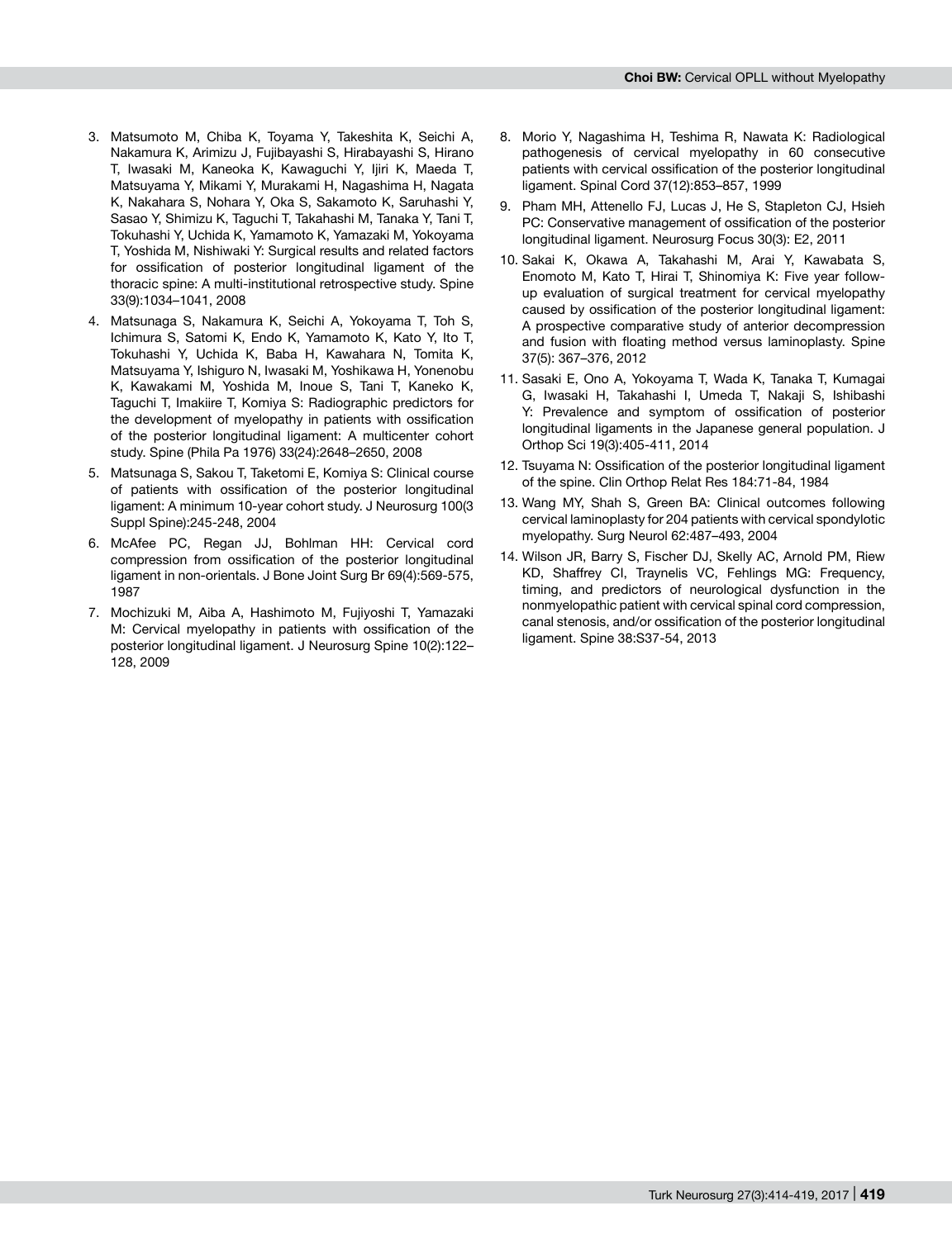3. Matsumoto M, Chiba K, Toyama Y, Takeshita K, Seichi A, Nakamura K, Arimizu J, Fujibayashi S, Hirabayashi S, Hirano T, Iwasaki M, Kaneoka K, Kawaguchi Y, Ijiri K, Maeda T, Matsuyama Y, Mikami Y, Murakami H, Nagashima H, Nagata K, Nakahara S, Nohara Y, Oka S, Sakamoto K, Saruhashi Y, Sasao Y, Shimizu K, Taguchi T, Takahashi M, Tanaka Y, Tani T, Tokuhashi Y, Uchida K, Yamamoto K, Yamazaki M, Yokoyama T, Yoshida M, Nishiwaki Y: Surgical results and related factors for ossification of posterior longitudinal ligament of the thoracic spine: A multi-institutional retrospective study. Spine 33(9):1034–1041, 2008
4. Matsunaga S, Nakamura K, Seichi A, Yokoyama T, Toh S, Ichimura S, Satomi K, Endo K, Yamamoto K, Kato Y, Ito T, Tokuhashi Y, Uchida K, Baba H, Kawahara N, Tomita K, Matsuyama Y, Ishiguro N, Iwasaki M, Yoshikawa H, Yonenobu K, Kawakami M, Yoshida M, Inoue S, Tani T, Kaneko K, Taguchi T, Imakiire T, Komiya S: Radiographic predictors for the development of myelopathy in patients with ossification of the posterior longitudinal ligament: A multicenter cohort study. Spine (Phila Pa 1976) 33(24):2648–2650, 2008
5. Matsunaga S, Sakou T, Taketomi E, Komiya S: Clinical course of patients with ossification of the posterior longitudinal ligament: A minimum 10-year cohort study. J Neurosurg 100(3 Suppl Spine):245-248, 2004
6. McAfee PC, Regan JJ, Bohlman HH: Cervical cord compression from ossification of the posterior longitudinal ligament in non-orientals. J Bone Joint Surg Br 69(4):569-575, 1987
7. Mochizuki M, Aiba A, Hashimoto M, Fujiyoshi T, Yamazaki M: Cervical myelopathy in patients with ossification of the posterior longitudinal ligament. J Neurosurg Spine 10(2):122–128, 2009
8. Morio Y, Nagashima H, Teshima R, Nawata K: Radiological pathogenesis of cervical myelopathy in 60 consecutive patients with cervical ossification of the posterior longitudinal ligament. Spinal Cord 37(12):853–857, 1999
9. Pham MH, Attenello FJ, Lucas J, He S, Stapleton CJ, Hsieh PC: Conservative management of ossification of the posterior longitudinal ligament. Neurosurg Focus 30(3): E2, 2011
10. Sakai K, Okawa A, Takahashi M, Arai Y, Kawabata S, Enomoto M, Kato T, Hirai T, Shinomiya K: Five year follow-up evaluation of surgical treatment for cervical myelopathy caused by ossification of the posterior longitudinal ligament: A prospective comparative study of anterior decompression and fusion with floating method versus laminoplasty. Spine 37(5): 367–376, 2012
11. Sasaki E, Ono A, Yokoyama T, Wada K, Tanaka T, Kumagai G, Iwasaki H, Takahashi I, Umeda T, Nakaji S, Ishibashi Y: Prevalence and symptom of ossification of posterior longitudinal ligaments in the Japanese general population. J Orthop Sci 19(3):405-411, 2014
12. Tsuyama N: Ossification of the posterior longitudinal ligament of the spine. Clin Orthop Relat Res 184:71-84, 1984
13. Wang MY, Shah S, Green BA: Clinical outcomes following cervical laminoplasty for 204 patients with cervical spondylotic myelopathy. Surg Neurol 62:487–493, 2004
14. Wilson JR, Barry S, Fischer DJ, Skelly AC, Arnold PM, Riew KD, Shaffrey CI, Traynelis VC, Fehlings MG: Frequency, timing, and predictors of neurological dysfunction in the nonmyelopathic patient with cervical spinal cord compression, canal stenosis, and/or ossification of the posterior longitudinal ligament. Spine 38:S37-54, 2013